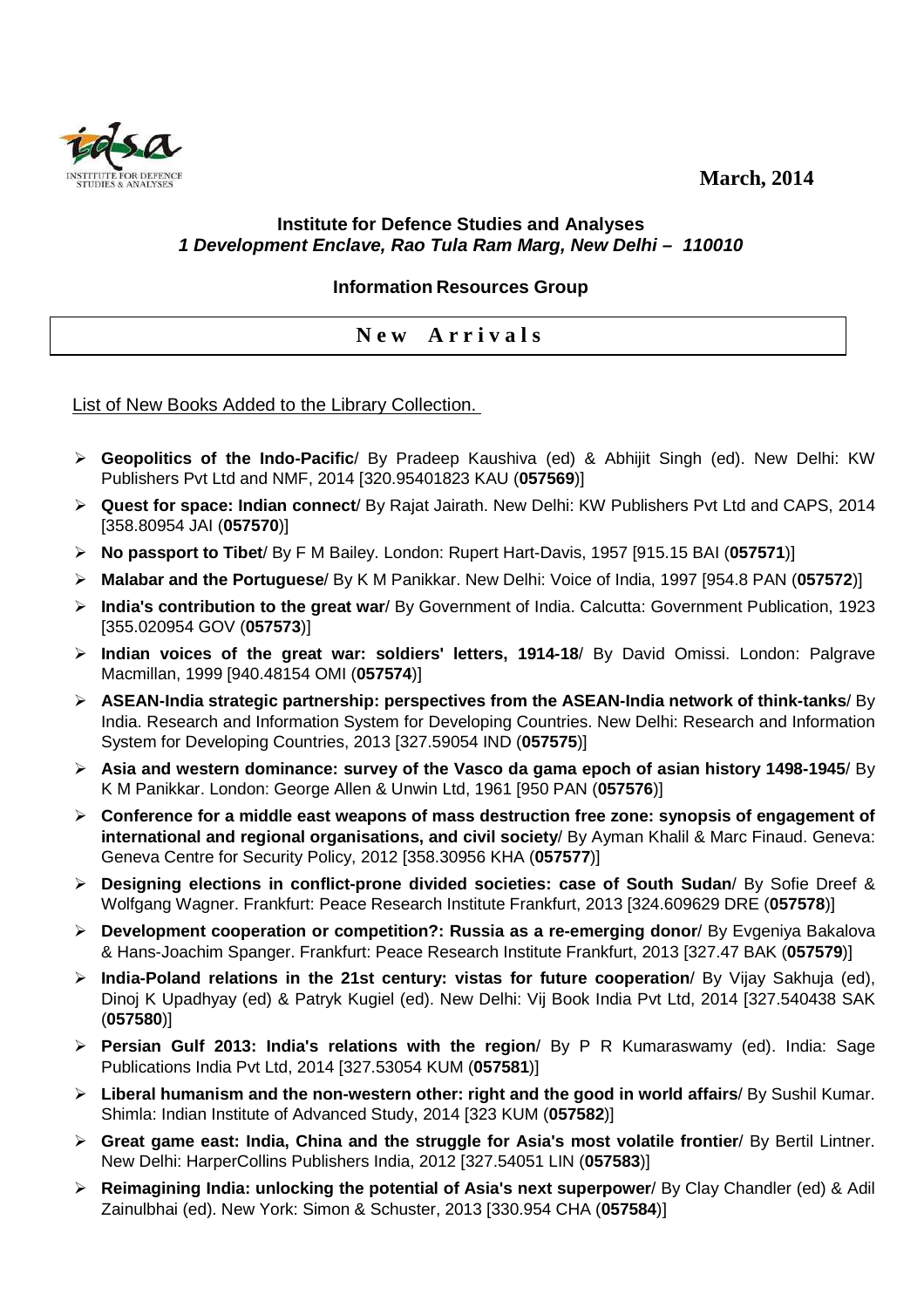March, 2014

**Institute for Defence Studies and Analyses**
***1 Development Enclave, Rao Tula Ram Marg, New Delhi – 110010***

**Information Resources Group**

## New Arrivals

List of New Books Added to the Library Collection.

- **Geopolitics of the Indo-Pacific**/ By Pradeep Kaushiva (ed) & Abhijit Singh (ed). New Delhi: KW Publishers Pvt Ltd and NMF, 2014 [320.95401823 KAU (**057569**)]
- **Quest for space: Indian connect**/ By Rajat Jairath. New Delhi: KW Publishers Pvt Ltd and CAPS, 2014 [358.80954 JAI (**057570**)]
- **No passport to Tibet**/ By F M Bailey. London: Rupert Hart-Davis, 1957 [915.15 BAI (**057571**)]
- **Malabar and the Portuguese**/ By K M Panikkar. New Delhi: Voice of India, 1997 [954.8 PAN (**057572**)]
- **India's contribution to the great war**/ By Government of India. Calcutta: Government Publication, 1923 [355.020954 GOV (**057573**)]
- **Indian voices of the great war: soldiers' letters, 1914-18**/ By David Omissi. London: Palgrave Macmillan, 1999 [940.48154 OMI (**057574**)]
- **ASEAN-India strategic partnership: perspectives from the ASEAN-India network of think-tanks**/ By India. Research and Information System for Developing Countries. New Delhi: Research and Information System for Developing Countries, 2013 [327.59054 IND (**057575**)]
- **Asia and western dominance: survey of the Vasco da gama epoch of asian history 1498-1945**/ By K M Panikkar. London: George Allen & Unwin Ltd, 1961 [950 PAN (**057576**)]
- **Conference for a middle east weapons of mass destruction free zone: synopsis of engagement of international and regional organisations, and civil society**/ By Ayman Khalil & Marc Finaud. Geneva: Geneva Centre for Security Policy, 2012 [358.30956 KHA (**057577**)]
- **Designing elections in conflict-prone divided societies: case of South Sudan**/ By Sofie Dreef & Wolfgang Wagner. Frankfurt: Peace Research Institute Frankfurt, 2013 [324.609629 DRE (**057578**)]
- **Development cooperation or competition?: Russia as a re-emerging donor**/ By Evgeniya Bakalova & Hans-Joachim Spanger. Frankfurt: Peace Research Institute Frankfurt, 2013 [327.47 BAK (**057579**)]
- **India-Poland relations in the 21st century: vistas for future cooperation**/ By Vijay Sakhuja (ed), Dinoj K Upadhyay (ed) & Patryk Kugiel (ed). New Delhi: Vij Book India Pvt Ltd, 2014 [327.540438 SAK (**057580**)]
- **Persian Gulf 2013: India's relations with the region**/ By P R Kumaraswamy (ed). India: Sage Publications India Pvt Ltd, 2014 [327.53054 KUM (**057581**)]
- **Liberal humanism and the non-western other: right and the good in world affairs**/ By Sushil Kumar. Shimla: Indian Institute of Advanced Study, 2014 [323 KUM (**057582**)]
- **Great game east: India, China and the struggle for Asia's most volatile frontier**/ By Bertil Lintner. New Delhi: HarperCollins Publishers India, 2012 [327.54051 LIN (**057583**)]
- **Reimagining India: unlocking the potential of Asia's next superpower**/ By Clay Chandler (ed) & Adil Zainulbhai (ed). New York: Simon & Schuster, 2013 [330.954 CHA (**057584**)]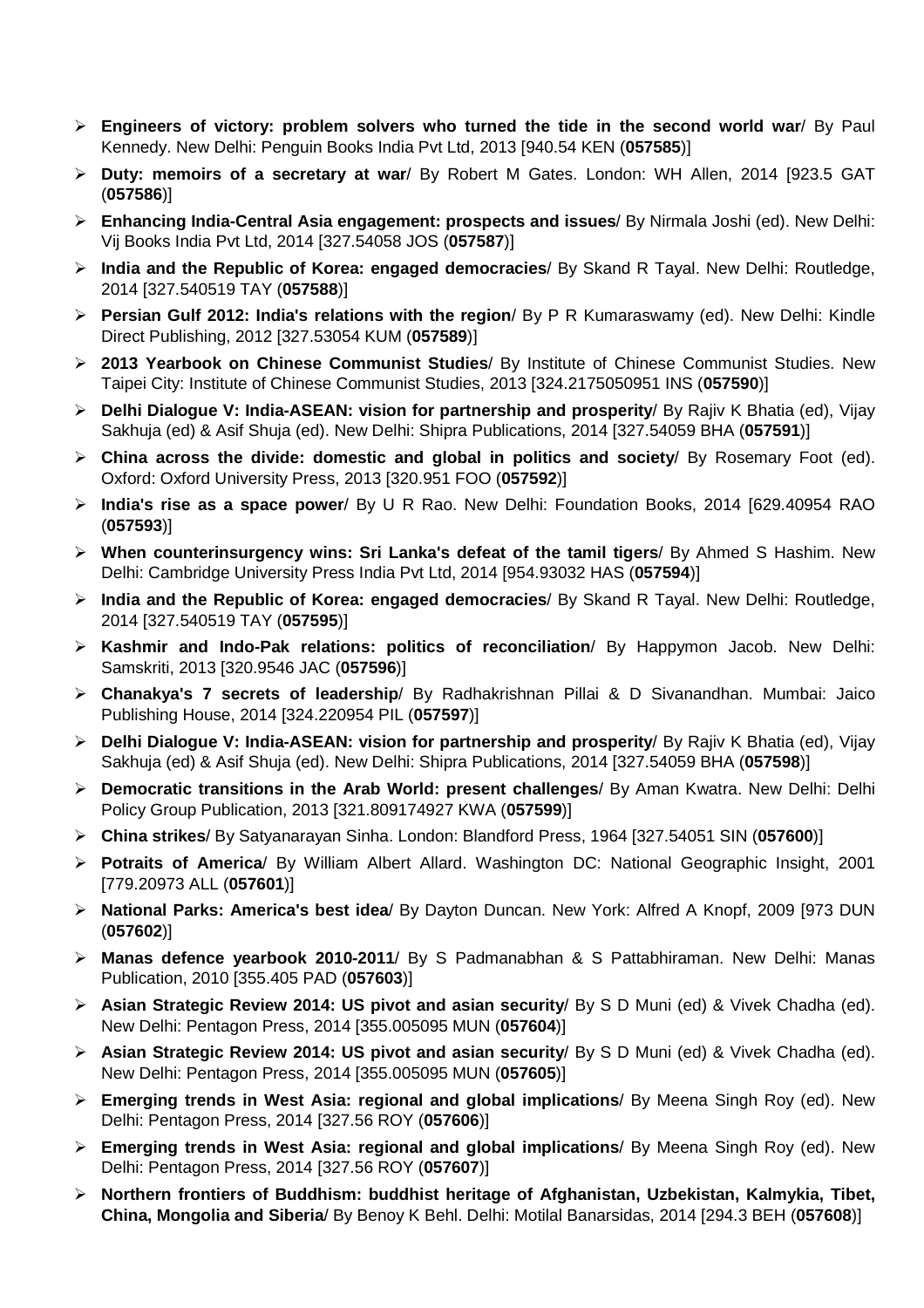- **Engineers of victory: problem solvers who turned the tide in the second world war**/ By Paul Kennedy. New Delhi: Penguin Books India Pvt Ltd, 2013 [940.54 KEN (**057585**)]
- **Duty: memoirs of a secretary at war**/ By Robert M Gates. London: WH Allen, 2014 [923.5 GAT (**057586**)]
- **Enhancing India-Central Asia engagement: prospects and issues**/ By Nirmala Joshi (ed). New Delhi: Vij Books India Pvt Ltd, 2014 [327.54058 JOS (**057587**)]
- **India and the Republic of Korea: engaged democracies**/ By Skand R Tayal. New Delhi: Routledge, 2014 [327.540519 TAY (**057588**)]
- **Persian Gulf 2012: India's relations with the region**/ By P R Kumaraswamy (ed). New Delhi: Kindle Direct Publishing, 2012 [327.53054 KUM (**057589**)]
- **2013 Yearbook on Chinese Communist Studies**/ By Institute of Chinese Communist Studies. New Taipei City: Institute of Chinese Communist Studies, 2013 [324.2175050951 INS (**057590**)]
- **Delhi Dialogue V: India-ASEAN: vision for partnership and prosperity**/ By Rajiv K Bhatia (ed), Vijay Sakhuja (ed) & Asif Shuja (ed). New Delhi: Shipra Publications, 2014 [327.54059 BHA (**057591**)]
- **China across the divide: domestic and global in politics and society**/ By Rosemary Foot (ed). Oxford: Oxford University Press, 2013 [320.951 FOO (**057592**)]
- **India's rise as a space power**/ By U R Rao. New Delhi: Foundation Books, 2014 [629.40954 RAO (**057593**)]
- **When counterinsurgency wins: Sri Lanka's defeat of the tamil tigers**/ By Ahmed S Hashim. New Delhi: Cambridge University Press India Pvt Ltd, 2014 [954.93032 HAS (**057594**)]
- **India and the Republic of Korea: engaged democracies**/ By Skand R Tayal. New Delhi: Routledge, 2014 [327.540519 TAY (**057595**)]
- **Kashmir and Indo-Pak relations: politics of reconciliation**/ By Happymon Jacob. New Delhi: Samskriti, 2013 [320.9546 JAC (**057596**)]
- **Chanakya's 7 secrets of leadership**/ By Radhakrishnan Pillai & D Sivanandhan. Mumbai: Jaico Publishing House, 2014 [324.220954 PIL (**057597**)]
- **Delhi Dialogue V: India-ASEAN: vision for partnership and prosperity**/ By Rajiv K Bhatia (ed), Vijay Sakhuja (ed) & Asif Shuja (ed). New Delhi: Shipra Publications, 2014 [327.54059 BHA (**057598**)]
- **Democratic transitions in the Arab World: present challenges**/ By Aman Kwatra. New Delhi: Delhi Policy Group Publication, 2013 [321.809174927 KWA (**057599**)]
- **China strikes**/ By Satyanarayan Sinha. London: Blandford Press, 1964 [327.54051 SIN (**057600**)]
- **Potraits of America**/ By William Albert Allard. Washington DC: National Geographic Insight, 2001 [779.20973 ALL (**057601**)]
- **National Parks: America's best idea**/ By Dayton Duncan. New York: Alfred A Knopf, 2009 [973 DUN (**057602**)]
- **Manas defence yearbook 2010-2011**/ By S Padmanabhan & S Pattabhiraman. New Delhi: Manas Publication, 2010 [355.405 PAD (**057603**)]
- **Asian Strategic Review 2014: US pivot and asian security**/ By S D Muni (ed) & Vivek Chadha (ed). New Delhi: Pentagon Press, 2014 [355.005095 MUN (**057604**)]
- **Asian Strategic Review 2014: US pivot and asian security**/ By S D Muni (ed) & Vivek Chadha (ed). New Delhi: Pentagon Press, 2014 [355.005095 MUN (**057605**)]
- **Emerging trends in West Asia: regional and global implications**/ By Meena Singh Roy (ed). New Delhi: Pentagon Press, 2014 [327.56 ROY (**057606**)]
- **Emerging trends in West Asia: regional and global implications**/ By Meena Singh Roy (ed). New Delhi: Pentagon Press, 2014 [327.56 ROY (**057607**)]
- **Northern frontiers of Buddhism: buddhist heritage of Afghanistan, Uzbekistan, Kalmykia, Tibet, China, Mongolia and Siberia**/ By Benoy K Behl. Delhi: Motilal Banarsidas, 2014 [294.3 BEH (**057608**)]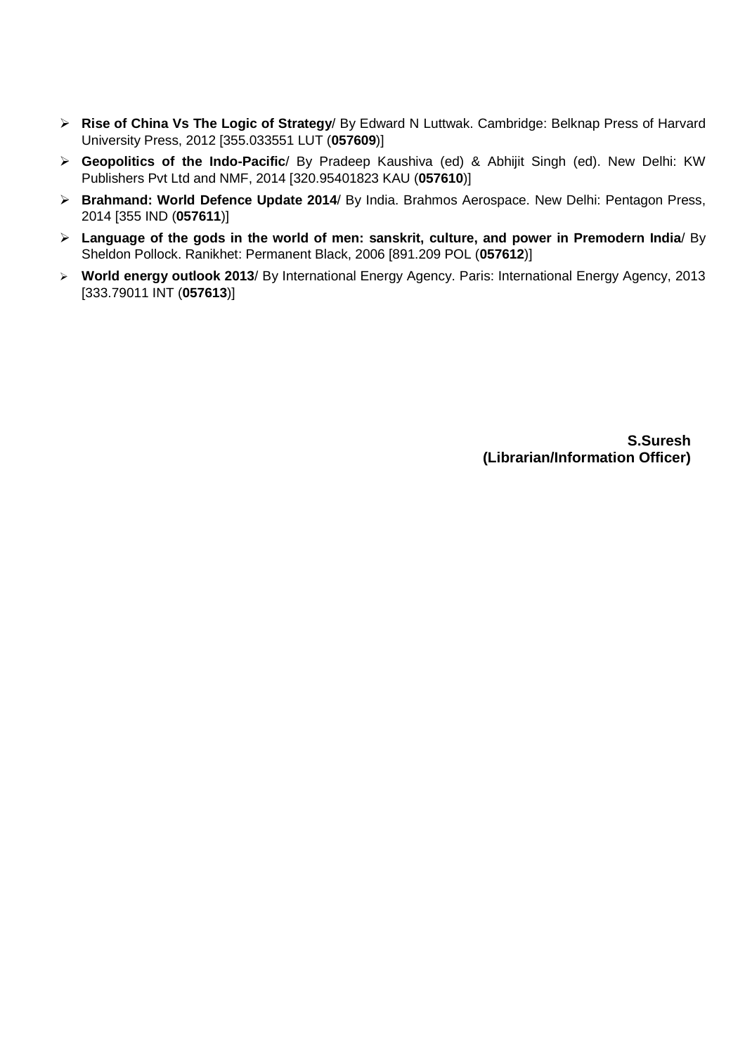- **Rise of China Vs The Logic of Strategy**/ By Edward N Luttwak. Cambridge: Belknap Press of Harvard University Press, 2012 [355.033551 LUT (**057609**)]
- **Geopolitics of the Indo-Pacific**/ By Pradeep Kaushiva (ed) & Abhijit Singh (ed). New Delhi: KW Publishers Pvt Ltd and NMF, 2014 [320.95401823 KAU (**057610**)]
- **Brahmand: World Defence Update 2014**/ By India. Brahmos Aerospace. New Delhi: Pentagon Press, 2014 [355 IND (**057611**)]
- **Language of the gods in the world of men: sanskrit, culture, and power in Premodern India**/ By Sheldon Pollock. Ranikhet: Permanent Black, 2006 [891.209 POL (**057612**)]
- **World energy outlook 2013**/ By International Energy Agency. Paris: International Energy Agency, 2013 [333.79011 INT (**057613**)]

**S.Suresh**
**(Librarian/Information Officer)**